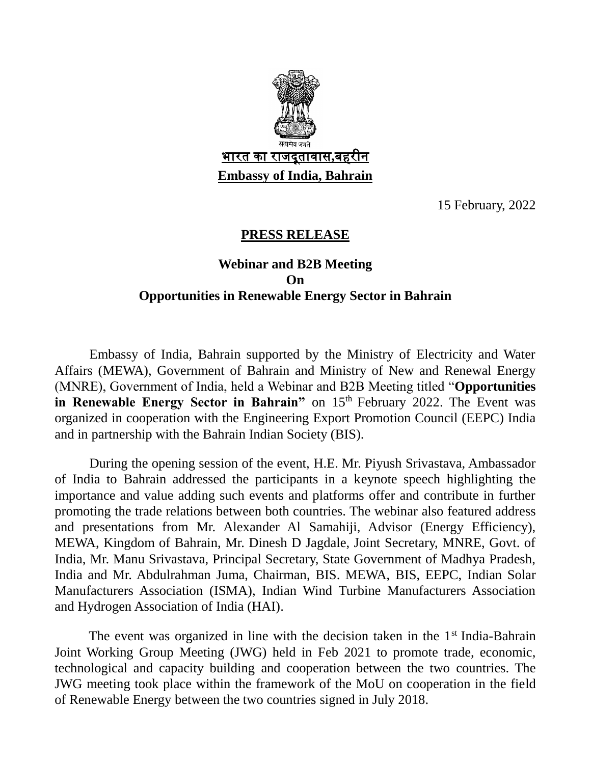सत्यमेव जयते

**भारत का राजदूतावास,बहरीन**

**Embassy of India, Bahrain**

15 February, 2022

## PRESS RELEASE

### Webinar and B2B Meeting
### On
### Opportunities in Renewable Energy Sector in Bahrain

Embassy of India, Bahrain supported by the Ministry of Electricity and Water Affairs (MEWA), Government of Bahrain and Ministry of New and Renewal Energy (MNRE), Government of India, held a Webinar and B2B Meeting titled "**Opportunities in Renewable Energy Sector in Bahrain"** on 15th February 2022. The Event was organized in cooperation with the Engineering Export Promotion Council (EEPC) India and in partnership with the Bahrain Indian Society (BIS).

During the opening session of the event, H.E. Mr. Piyush Srivastava, Ambassador of India to Bahrain addressed the participants in a keynote speech highlighting the importance and value adding such events and platforms offer and contribute in further promoting the trade relations between both countries. The webinar also featured address and presentations from Mr. Alexander Al Samahiji, Advisor (Energy Efficiency), MEWA, Kingdom of Bahrain, Mr. Dinesh D Jagdale, Joint Secretary, MNRE, Govt. of India, Mr. Manu Srivastava, Principal Secretary, State Government of Madhya Pradesh, India and Mr. Abdulrahman Juma, Chairman, BIS. MEWA, BIS, EEPC, Indian Solar Manufacturers Association (ISMA), Indian Wind Turbine Manufacturers Association and Hydrogen Association of India (HAI).

The event was organized in line with the decision taken in the 1st India-Bahrain Joint Working Group Meeting (JWG) held in Feb 2021 to promote trade, economic, technological and capacity building and cooperation between the two countries. The JWG meeting took place within the framework of the MoU on cooperation in the field of Renewable Energy between the two countries signed in July 2018.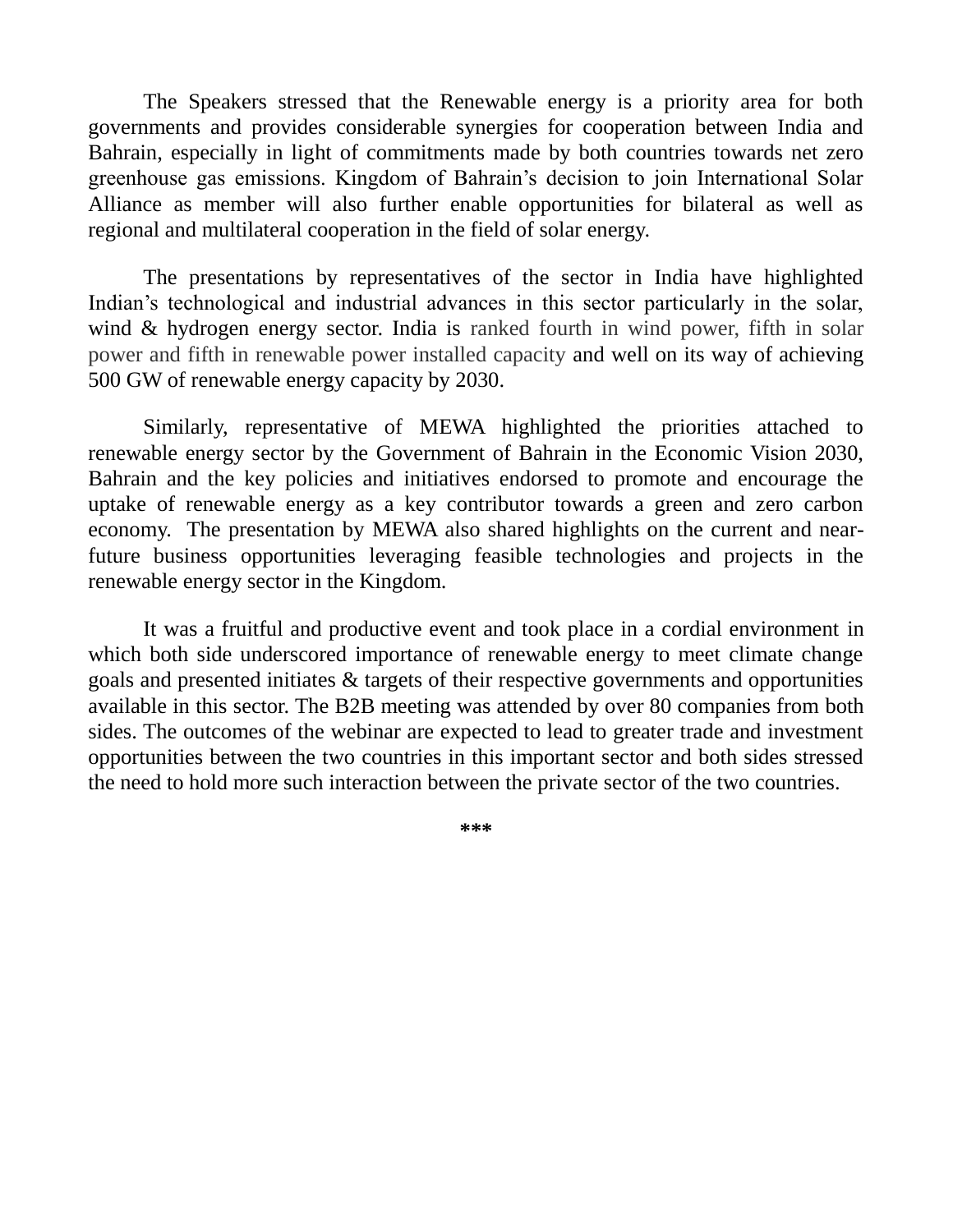The Speakers stressed that the Renewable energy is a priority area for both governments and provides considerable synergies for cooperation between India and Bahrain, especially in light of commitments made by both countries towards net zero greenhouse gas emissions. Kingdom of Bahrain’s decision to join International Solar Alliance as member will also further enable opportunities for bilateral as well as regional and multilateral cooperation in the field of solar energy.

The presentations by representatives of the sector in India have highlighted Indian’s technological and industrial advances in this sector particularly in the solar, wind & hydrogen energy sector. India is ranked fourth in wind power, fifth in solar power and fifth in renewable power installed capacity and well on its way of achieving 500 GW of renewable energy capacity by 2030.

Similarly, representative of MEWA highlighted the priorities attached to renewable energy sector by the Government of Bahrain in the Economic Vision 2030, Bahrain and the key policies and initiatives endorsed to promote and encourage the uptake of renewable energy as a key contributor towards a green and zero carbon economy. The presentation by MEWA also shared highlights on the current and near-future business opportunities leveraging feasible technologies and projects in the renewable energy sector in the Kingdom.

It was a fruitful and productive event and took place in a cordial environment in which both side underscored importance of renewable energy to meet climate change goals and presented initiates & targets of their respective governments and opportunities available in this sector. The B2B meeting was attended by over 80 companies from both sides. The outcomes of the webinar are expected to lead to greater trade and investment opportunities between the two countries in this important sector and both sides stressed the need to hold more such interaction between the private sector of the two countries.

**\*\*\***